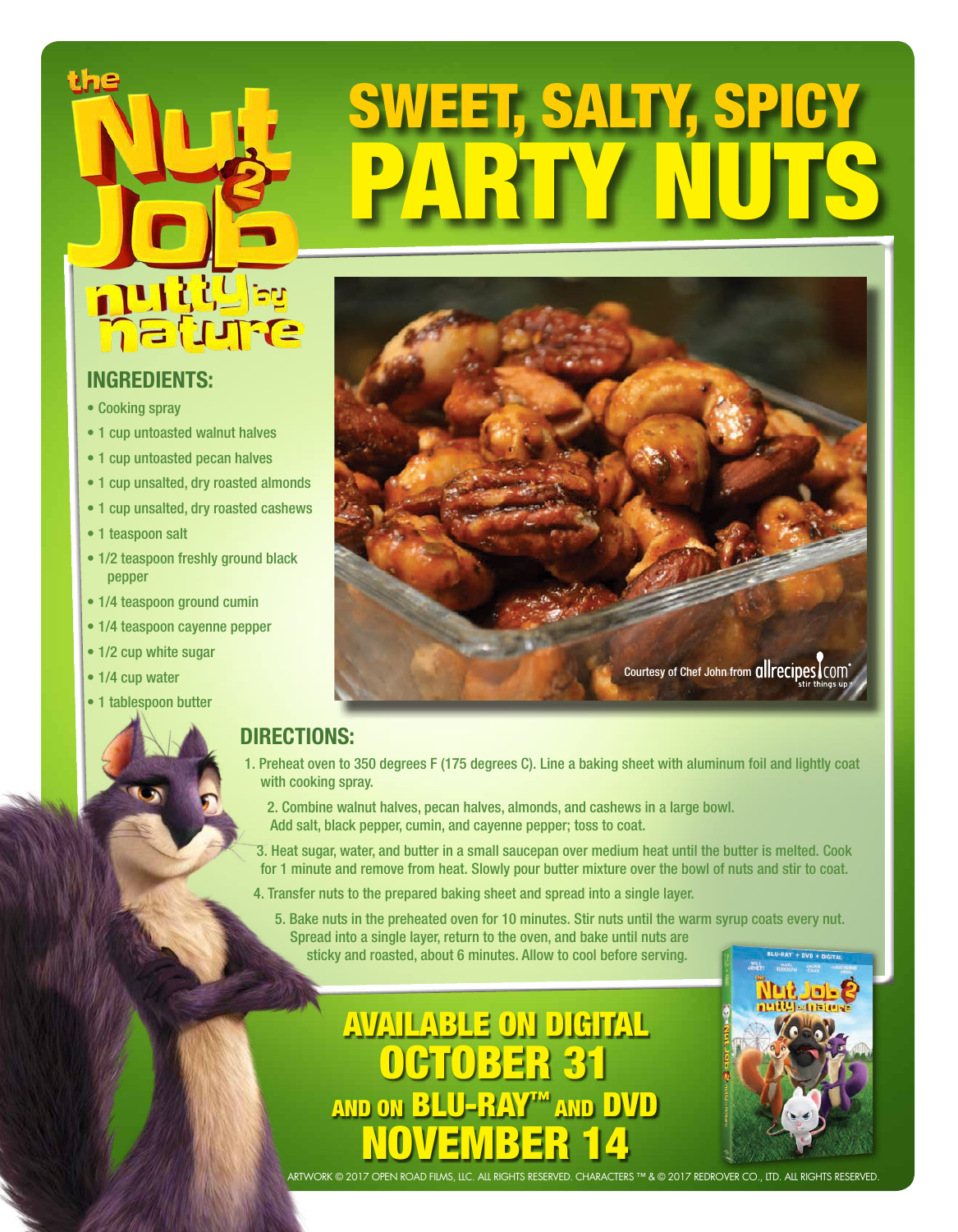# SWEET, SALTY, SPICY PARTY NUTS

the Nut Job 2 nutty by nature

## INGREDIENTS:

- Cooking spray
- 1 cup untoasted walnut halves
- 1 cup untoasted pecan halves
- 1 cup unsalted, dry roasted almonds
- 1 cup unsalted, dry roasted cashews
- 1 teaspoon salt
- 1/2 teaspoon freshly ground black pepper
- 1/4 teaspoon ground cumin
- 1/4 teaspoon cayenne pepper
- 1/2 cup white sugar
- 1/4 cup water
- 1 tablespoon butter

Courtesy of Chef John from allrecipes.com

## DIRECTIONS:

1. Preheat oven to 350 degrees F (175 degrees C). Line a baking sheet with aluminum foil and lightly coat with cooking spray.
2. Combine walnut halves, pecan halves, almonds, and cashews in a large bowl. Add salt, black pepper, cumin, and cayenne pepper; toss to coat.
3. Heat sugar, water, and butter in a small saucepan over medium heat until the butter is melted. Cook for 1 minute and remove from heat. Slowly pour butter mixture over the bowl of nuts and stir to coat.
4. Transfer nuts to the prepared baking sheet and spread into a single layer.
5. Bake nuts in the preheated oven for 10 minutes. Stir nuts until the warm syrup coats every nut. Spread into a single layer, return to the oven, and bake until nuts are sticky and roasted, about 6 minutes. Allow to cool before serving.

**AVAILABLE ON DIGITAL OCTOBER 31 AND ON BLU-RAY™ AND DVD NOVEMBER 14**

ARTWORK © 2017 OPEN ROAD FILMS, LLC. ALL RIGHTS RESERVED. CHARACTERS ™ & © 2017 REDROVER CO., LTD. ALL RIGHTS RESERVED.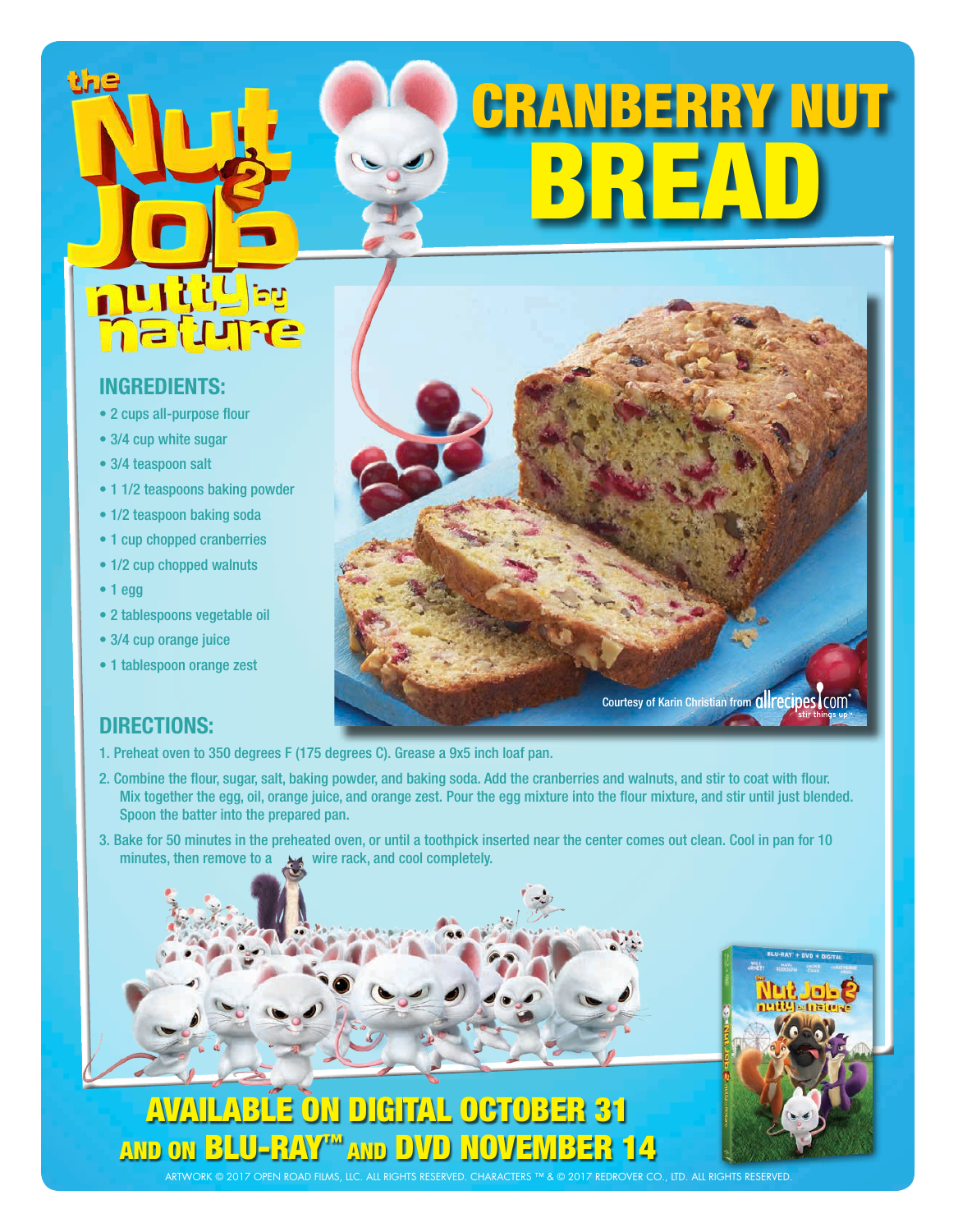# CRANBERRY NUT BREAD

the Nut Job 2 nutty by nature

## INGREDIENTS:

- 2 cups all-purpose flour
- 3/4 cup white sugar
- 3/4 teaspoon salt
- 1 1/2 teaspoons baking powder
- 1/2 teaspoon baking soda
- 1 cup chopped cranberries
- 1/2 cup chopped walnuts
- 1 egg
- 2 tablespoons vegetable oil
- 3/4 cup orange juice
- 1 tablespoon orange zest

Courtesy of Karin Christian from allrecipes.com

## DIRECTIONS:

1. Preheat oven to 350 degrees F (175 degrees C). Grease a 9x5 inch loaf pan.
2. Combine the flour, sugar, salt, baking powder, and baking soda. Add the cranberries and walnuts, and stir to coat with flour. Mix together the egg, oil, orange juice, and orange zest. Pour the egg mixture into the flour mixture, and stir until just blended. Spoon the batter into the prepared pan.
3. Bake for 50 minutes in the preheated oven, or until a toothpick inserted near the center comes out clean. Cool in pan for 10 minutes, then remove to a wire rack, and cool completely.

**AVAILABLE ON DIGITAL OCTOBER 31 AND ON BLU-RAY™ AND DVD NOVEMBER 14**

ARTWORK © 2017 OPEN ROAD FILMS, LLC. ALL RIGHTS RESERVED. CHARACTERS ™ & © 2017 REDROVER CO., LTD. ALL RIGHTS RESERVED.